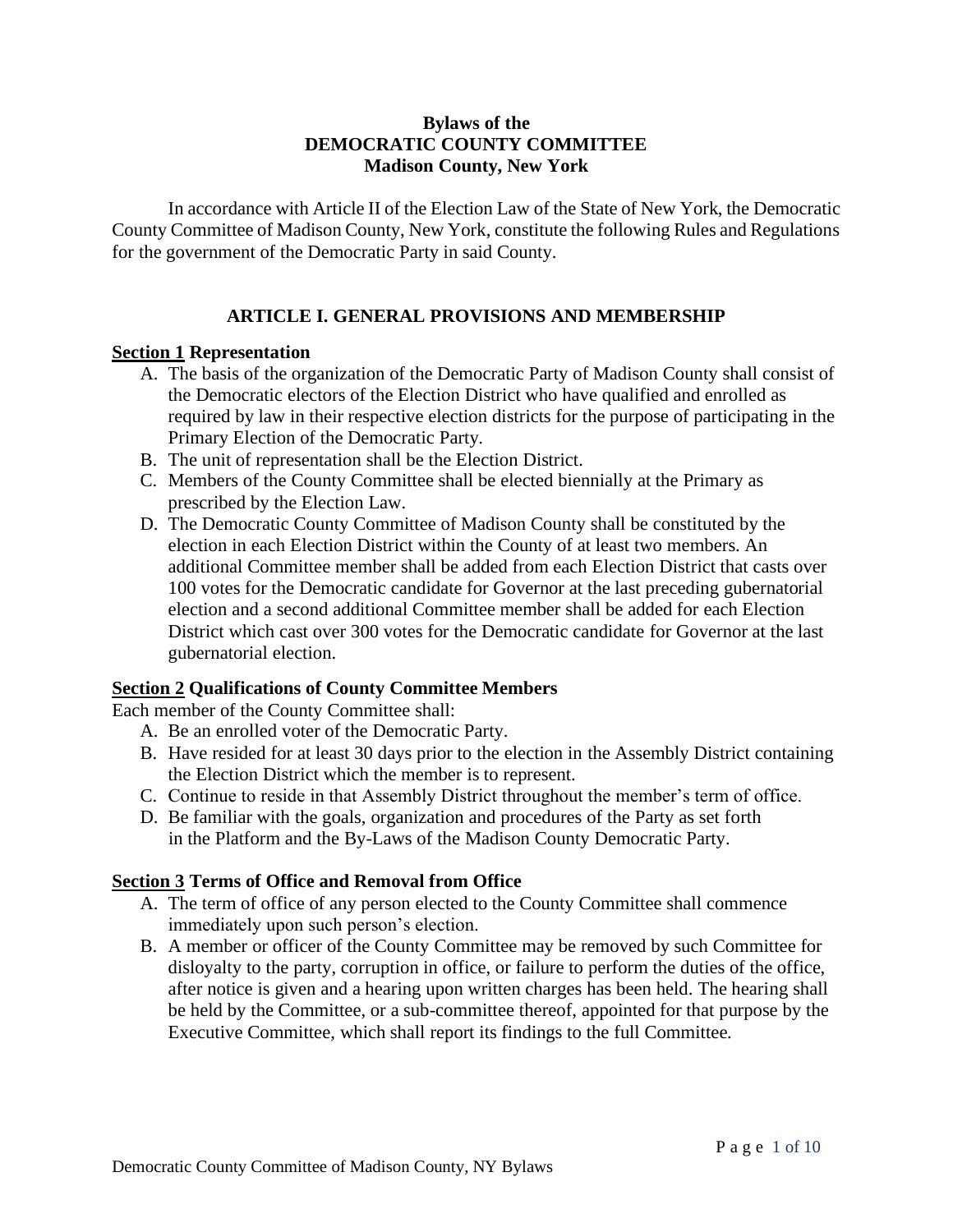# Bylaws of the
# DEMOCRATIC COUNTY COMMITTEE
# Madison County, New York

In accordance with Article II of the Election Law of the State of New York, the Democratic County Committee of Madison County, New York, constitute the following Rules and Regulations for the government of the Democratic Party in said County.

## ARTICLE I. GENERAL PROVISIONS AND MEMBERSHIP

### Section 1 Representation

A. The basis of the organization of the Democratic Party of Madison County shall consist of the Democratic electors of the Election District who have qualified and enrolled as required by law in their respective election districts for the purpose of participating in the Primary Election of the Democratic Party.
B. The unit of representation shall be the Election District.
C. Members of the County Committee shall be elected biennially at the Primary as prescribed by the Election Law.
D. The Democratic County Committee of Madison County shall be constituted by the election in each Election District within the County of at least two members. An additional Committee member shall be added from each Election District that casts over 100 votes for the Democratic candidate for Governor at the last preceding gubernatorial election and a second additional Committee member shall be added for each Election District which cast over 300 votes for the Democratic candidate for Governor at the last gubernatorial election.

### Section 2 Qualifications of County Committee Members

Each member of the County Committee shall:

A. Be an enrolled voter of the Democratic Party.
B. Have resided for at least 30 days prior to the election in the Assembly District containing the Election District which the member is to represent.
C. Continue to reside in that Assembly District throughout the member's term of office.
D. Be familiar with the goals, organization and procedures of the Party as set forth in the Platform and the By-Laws of the Madison County Democratic Party.

### Section 3 Terms of Office and Removal from Office

A. The term of office of any person elected to the County Committee shall commence immediately upon such person's election.
B. A member or officer of the County Committee may be removed by such Committee for disloyalty to the party, corruption in office, or failure to perform the duties of the office, after notice is given and a hearing upon written charges has been held. The hearing shall be held by the Committee, or a sub-committee thereof, appointed for that purpose by the Executive Committee, which shall report its findings to the full Committee.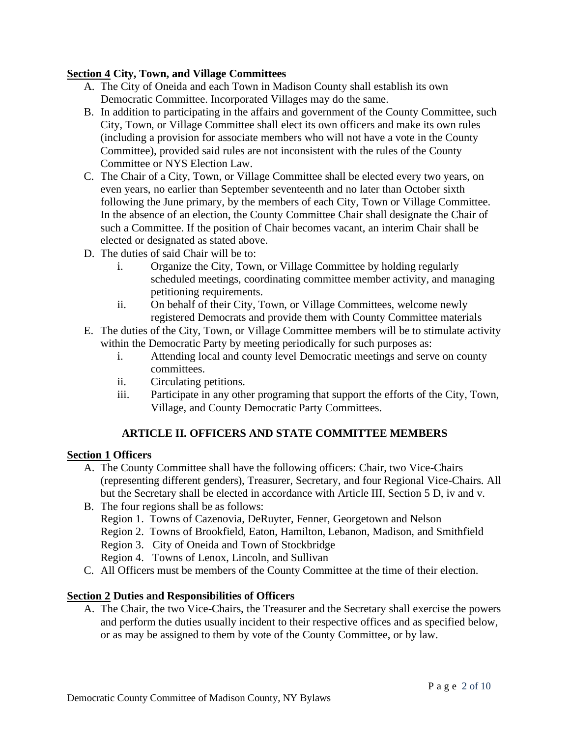**<u>Section 4</u> City, Town, and Village Committees**

A. The City of Oneida and each Town in Madison County shall establish its own Democratic Committee. Incorporated Villages may do the same.
B. In addition to participating in the affairs and government of the County Committee, such City, Town, or Village Committee shall elect its own officers and make its own rules (including a provision for associate members who will not have a vote in the County Committee), provided said rules are not inconsistent with the rules of the County Committee or NYS Election Law.
C. The Chair of a City, Town, or Village Committee shall be elected every two years, on even years, no earlier than September seventeenth and no later than October sixth following the June primary, by the members of each City, Town or Village Committee. In the absence of an election, the County Committee Chair shall designate the Chair of such a Committee. If the position of Chair becomes vacant, an interim Chair shall be elected or designated as stated above.
D. The duties of said Chair will be to:
    i. Organize the City, Town, or Village Committee by holding regularly scheduled meetings, coordinating committee member activity, and managing petitioning requirements.
    ii. On behalf of their City, Town, or Village Committees, welcome newly registered Democrats and provide them with County Committee materials
E. The duties of the City, Town, or Village Committee members will be to stimulate activity within the Democratic Party by meeting periodically for such purposes as:
    i. Attending local and county level Democratic meetings and serve on county committees.
    ii. Circulating petitions.
    iii. Participate in any other programing that support the efforts of the City, Town, Village, and County Democratic Party Committees.

## ARTICLE II. OFFICERS AND STATE COMMITTEE MEMBERS

**<u>Section 1</u> Officers**

A. The County Committee shall have the following officers: Chair, two Vice-Chairs (representing different genders), Treasurer, Secretary, and four Regional Vice-Chairs. All but the Secretary shall be elected in accordance with Article III, Section 5 D, iv and v.
B. The four regions shall be as follows:
   Region 1. Towns of Cazenovia, DeRuyter, Fenner, Georgetown and Nelson
   Region 2. Towns of Brookfield, Eaton, Hamilton, Lebanon, Madison, and Smithfield
   Region 3. City of Oneida and Town of Stockbridge
   Region 4. Towns of Lenox, Lincoln, and Sullivan
C. All Officers must be members of the County Committee at the time of their election.

**<u>Section 2</u> Duties and Responsibilities of Officers**

A. The Chair, the two Vice-Chairs, the Treasurer and the Secretary shall exercise the powers and perform the duties usually incident to their respective offices and as specified below, or as may be assigned to them by vote of the County Committee, or by law.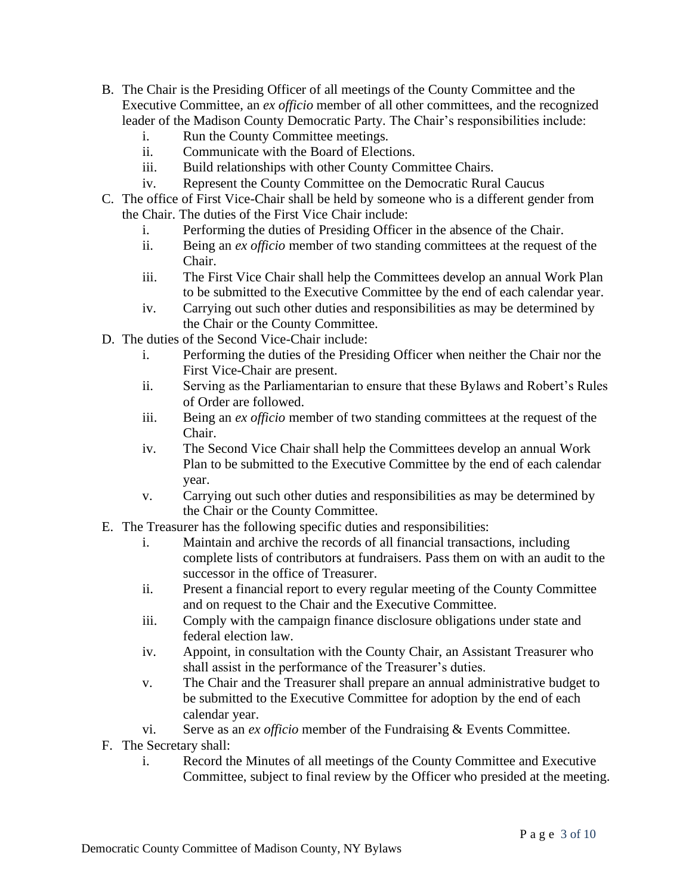B. The Chair is the Presiding Officer of all meetings of the County Committee and the Executive Committee, an *ex officio* member of all other committees, and the recognized leader of the Madison County Democratic Party. The Chair's responsibilities include:
   i. Run the County Committee meetings.
   ii. Communicate with the Board of Elections.
   iii. Build relationships with other County Committee Chairs.
   iv. Represent the County Committee on the Democratic Rural Caucus

C. The office of First Vice-Chair shall be held by someone who is a different gender from the Chair. The duties of the First Vice Chair include:
   i. Performing the duties of Presiding Officer in the absence of the Chair.
   ii. Being an *ex officio* member of two standing committees at the request of the Chair.
   iii. The First Vice Chair shall help the Committees develop an annual Work Plan to be submitted to the Executive Committee by the end of each calendar year.
   iv. Carrying out such other duties and responsibilities as may be determined by the Chair or the County Committee.

D. The duties of the Second Vice-Chair include:
   i. Performing the duties of the Presiding Officer when neither the Chair nor the First Vice-Chair are present.
   ii. Serving as the Parliamentarian to ensure that these Bylaws and Robert's Rules of Order are followed.
   iii. Being an *ex officio* member of two standing committees at the request of the Chair.
   iv. The Second Vice Chair shall help the Committees develop an annual Work Plan to be submitted to the Executive Committee by the end of each calendar year.
   v. Carrying out such other duties and responsibilities as may be determined by the Chair or the County Committee.

E. The Treasurer has the following specific duties and responsibilities:
   i. Maintain and archive the records of all financial transactions, including complete lists of contributors at fundraisers. Pass them on with an audit to the successor in the office of Treasurer.
   ii. Present a financial report to every regular meeting of the County Committee and on request to the Chair and the Executive Committee.
   iii. Comply with the campaign finance disclosure obligations under state and federal election law.
   iv. Appoint, in consultation with the County Chair, an Assistant Treasurer who shall assist in the performance of the Treasurer's duties.
   v. The Chair and the Treasurer shall prepare an annual administrative budget to be submitted to the Executive Committee for adoption by the end of each calendar year.
   vi. Serve as an *ex officio* member of the Fundraising & Events Committee.

F. The Secretary shall:
   i. Record the Minutes of all meetings of the County Committee and Executive Committee, subject to final review by the Officer who presided at the meeting.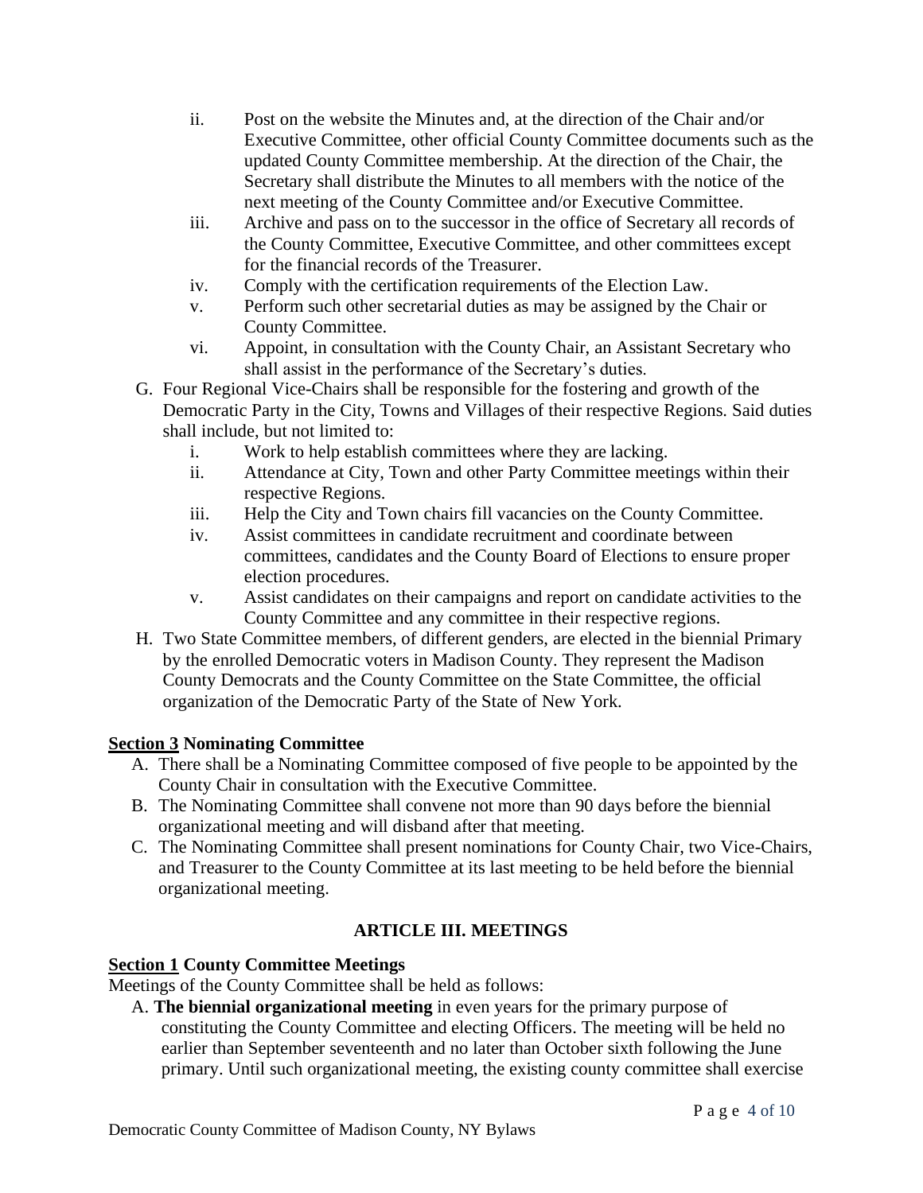ii. Post on the website the Minutes and, at the direction of the Chair and/or Executive Committee, other official County Committee documents such as the updated County Committee membership. At the direction of the Chair, the Secretary shall distribute the Minutes to all members with the notice of the next meeting of the County Committee and/or Executive Committee.

iii. Archive and pass on to the successor in the office of Secretary all records of the County Committee, Executive Committee, and other committees except for the financial records of the Treasurer.

iv. Comply with the certification requirements of the Election Law.

v. Perform such other secretarial duties as may be assigned by the Chair or County Committee.

vi. Appoint, in consultation with the County Chair, an Assistant Secretary who shall assist in the performance of the Secretary's duties.

G. Four Regional Vice-Chairs shall be responsible for the fostering and growth of the Democratic Party in the City, Towns and Villages of their respective Regions. Said duties shall include, but not limited to:

i. Work to help establish committees where they are lacking.

ii. Attendance at City, Town and other Party Committee meetings within their respective Regions.

iii. Help the City and Town chairs fill vacancies on the County Committee.

iv. Assist committees in candidate recruitment and coordinate between committees, candidates and the County Board of Elections to ensure proper election procedures.

v. Assist candidates on their campaigns and report on candidate activities to the County Committee and any committee in their respective regions.

H. Two State Committee members, of different genders, are elected in the biennial Primary by the enrolled Democratic voters in Madison County. They represent the Madison County Democrats and the County Committee on the State Committee, the official organization of the Democratic Party of the State of New York.

**Section 3 Nominating Committee**

A. There shall be a Nominating Committee composed of five people to be appointed by the County Chair in consultation with the Executive Committee.

B. The Nominating Committee shall convene not more than 90 days before the biennial organizational meeting and will disband after that meeting.

C. The Nominating Committee shall present nominations for County Chair, two Vice-Chairs, and Treasurer to the County Committee at its last meeting to be held before the biennial organizational meeting.

## ARTICLE III. MEETINGS

**Section 1 County Committee Meetings**

Meetings of the County Committee shall be held as follows:

A. **The biennial organizational meeting** in even years for the primary purpose of constituting the County Committee and electing Officers. The meeting will be held no earlier than September seventeenth and no later than October sixth following the June primary. Until such organizational meeting, the existing county committee shall exercise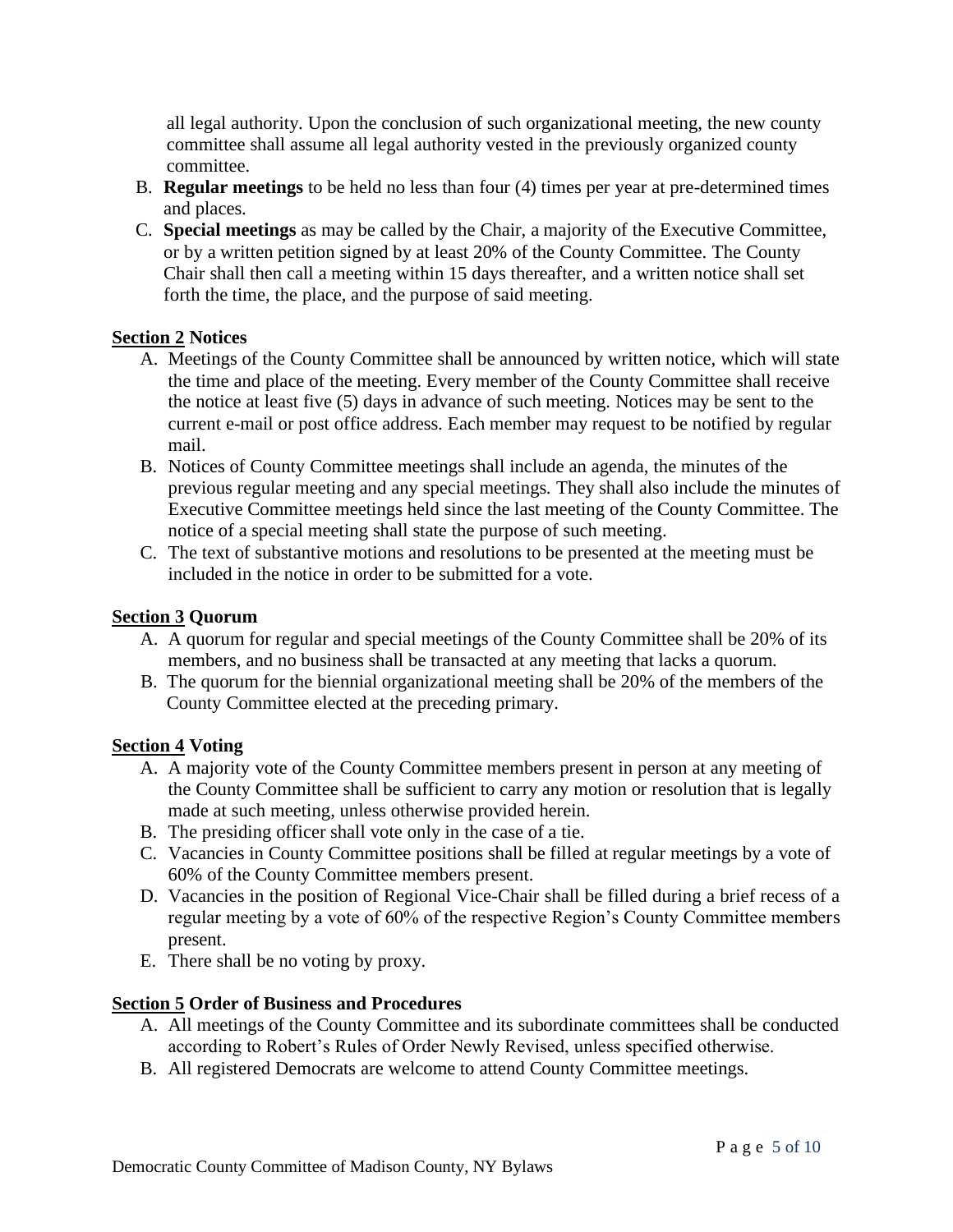all legal authority. Upon the conclusion of such organizational meeting, the new county committee shall assume all legal authority vested in the previously organized county committee.

B. **Regular meetings** to be held no less than four (4) times per year at pre-determined times and places.

C. **Special meetings** as may be called by the Chair, a majority of the Executive Committee, or by a written petition signed by at least 20% of the County Committee. The County Chair shall then call a meeting within 15 days thereafter, and a written notice shall set forth the time, the place, and the purpose of said meeting.

**<u>Section 2</u> Notices**

A. Meetings of the County Committee shall be announced by written notice, which will state the time and place of the meeting. Every member of the County Committee shall receive the notice at least five (5) days in advance of such meeting. Notices may be sent to the current e-mail or post office address. Each member may request to be notified by regular mail.

B. Notices of County Committee meetings shall include an agenda, the minutes of the previous regular meeting and any special meetings. They shall also include the minutes of Executive Committee meetings held since the last meeting of the County Committee. The notice of a special meeting shall state the purpose of such meeting.

C. The text of substantive motions and resolutions to be presented at the meeting must be included in the notice in order to be submitted for a vote.

**<u>Section 3</u> Quorum**

A. A quorum for regular and special meetings of the County Committee shall be 20% of its members, and no business shall be transacted at any meeting that lacks a quorum.

B. The quorum for the biennial organizational meeting shall be 20% of the members of the County Committee elected at the preceding primary.

**<u>Section 4</u> Voting**

A. A majority vote of the County Committee members present in person at any meeting of the County Committee shall be sufficient to carry any motion or resolution that is legally made at such meeting, unless otherwise provided herein.

B. The presiding officer shall vote only in the case of a tie.

C. Vacancies in County Committee positions shall be filled at regular meetings by a vote of 60% of the County Committee members present.

D. Vacancies in the position of Regional Vice-Chair shall be filled during a brief recess of a regular meeting by a vote of 60% of the respective Region's County Committee members present.

E. There shall be no voting by proxy.

**<u>Section 5</u> Order of Business and Procedures**

A. All meetings of the County Committee and its subordinate committees shall be conducted according to Robert's Rules of Order Newly Revised, unless specified otherwise.

B. All registered Democrats are welcome to attend County Committee meetings.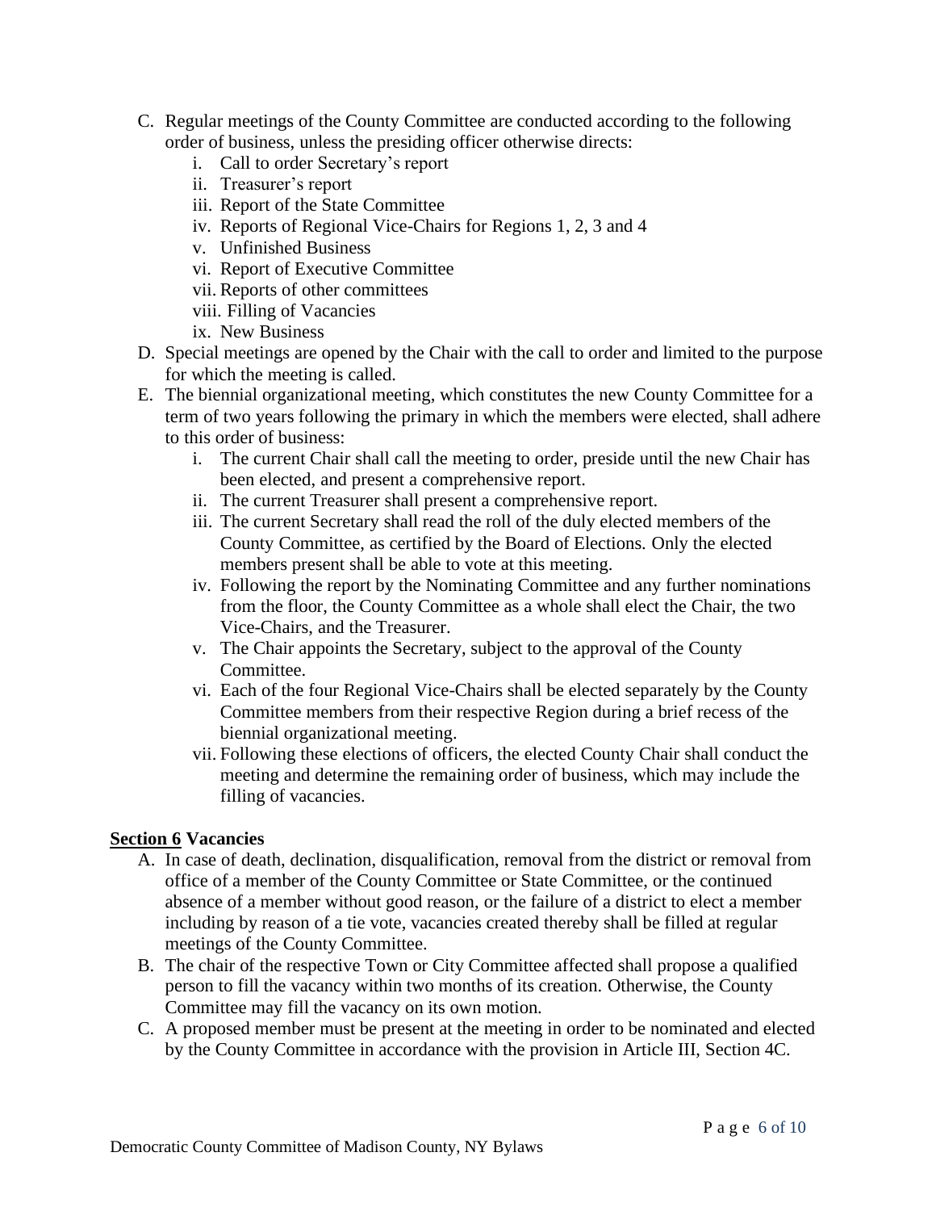C. Regular meetings of the County Committee are conducted according to the following order of business, unless the presiding officer otherwise directs:
   i. Call to order Secretary's report
   ii. Treasurer's report
   iii. Report of the State Committee
   iv. Reports of Regional Vice-Chairs for Regions 1, 2, 3 and 4
   v. Unfinished Business
   vi. Report of Executive Committee
   vii. Reports of other committees
   viii. Filling of Vacancies
   ix. New Business

D. Special meetings are opened by the Chair with the call to order and limited to the purpose for which the meeting is called.

E. The biennial organizational meeting, which constitutes the new County Committee for a term of two years following the primary in which the members were elected, shall adhere to this order of business:
   i. The current Chair shall call the meeting to order, preside until the new Chair has been elected, and present a comprehensive report.
   ii. The current Treasurer shall present a comprehensive report.
   iii. The current Secretary shall read the roll of the duly elected members of the County Committee, as certified by the Board of Elections. Only the elected members present shall be able to vote at this meeting.
   iv. Following the report by the Nominating Committee and any further nominations from the floor, the County Committee as a whole shall elect the Chair, the two Vice-Chairs, and the Treasurer.
   v. The Chair appoints the Secretary, subject to the approval of the County Committee.
   vi. Each of the four Regional Vice-Chairs shall be elected separately by the County Committee members from their respective Region during a brief recess of the biennial organizational meeting.
   vii. Following these elections of officers, the elected County Chair shall conduct the meeting and determine the remaining order of business, which may include the filling of vacancies.

**<u>Section 6</u> Vacancies**

A. In case of death, declination, disqualification, removal from the district or removal from office of a member of the County Committee or State Committee, or the continued absence of a member without good reason, or the failure of a district to elect a member including by reason of a tie vote, vacancies created thereby shall be filled at regular meetings of the County Committee.

B. The chair of the respective Town or City Committee affected shall propose a qualified person to fill the vacancy within two months of its creation. Otherwise, the County Committee may fill the vacancy on its own motion.

C. A proposed member must be present at the meeting in order to be nominated and elected by the County Committee in accordance with the provision in Article III, Section 4C.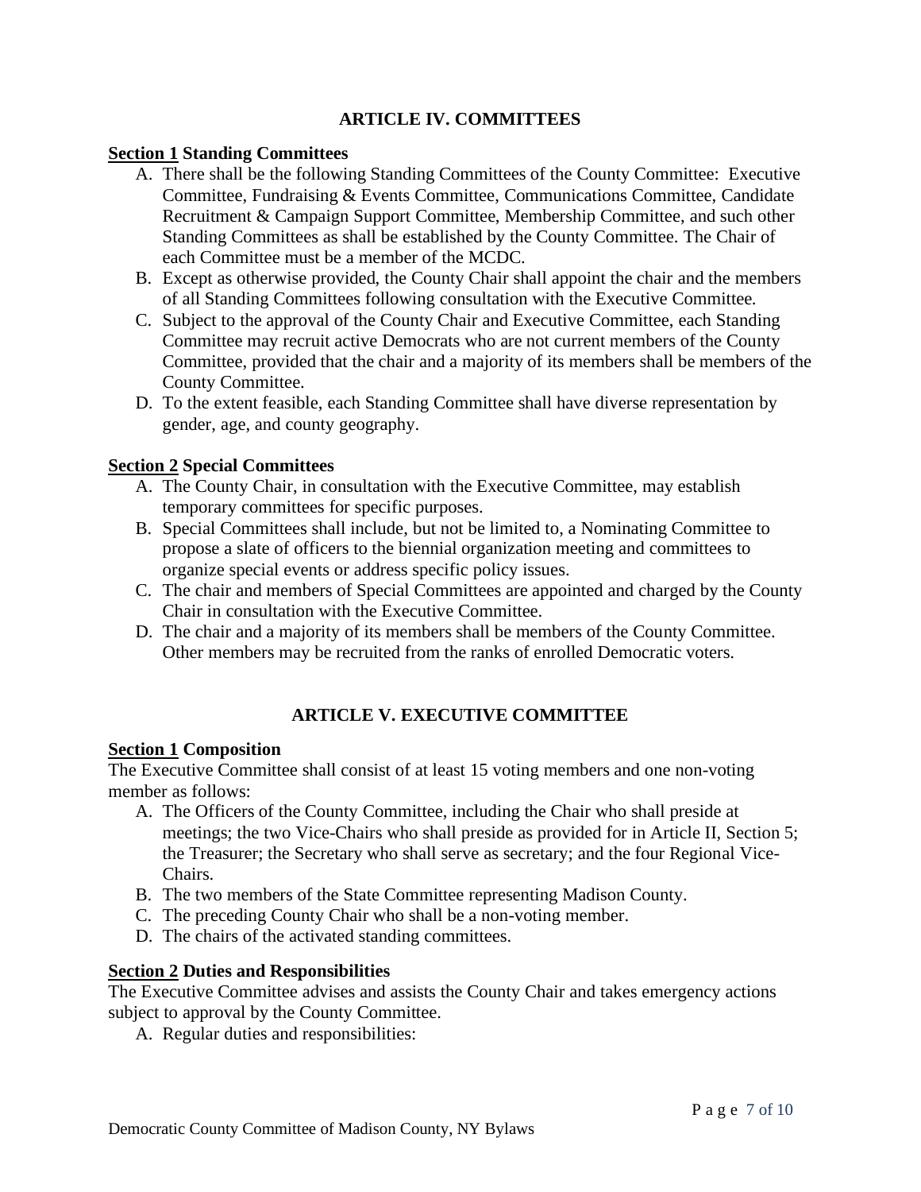## ARTICLE IV. COMMITTEES

**Section 1 Standing Committees**

A. There shall be the following Standing Committees of the County Committee: Executive Committee, Fundraising & Events Committee, Communications Committee, Candidate Recruitment & Campaign Support Committee, Membership Committee, and such other Standing Committees as shall be established by the County Committee. The Chair of each Committee must be a member of the MCDC.
B. Except as otherwise provided, the County Chair shall appoint the chair and the members of all Standing Committees following consultation with the Executive Committee.
C. Subject to the approval of the County Chair and Executive Committee, each Standing Committee may recruit active Democrats who are not current members of the County Committee, provided that the chair and a majority of its members shall be members of the County Committee.
D. To the extent feasible, each Standing Committee shall have diverse representation by gender, age, and county geography.

**Section 2 Special Committees**

A. The County Chair, in consultation with the Executive Committee, may establish temporary committees for specific purposes.
B. Special Committees shall include, but not be limited to, a Nominating Committee to propose a slate of officers to the biennial organization meeting and committees to organize special events or address specific policy issues.
C. The chair and members of Special Committees are appointed and charged by the County Chair in consultation with the Executive Committee.
D. The chair and a majority of its members shall be members of the County Committee. Other members may be recruited from the ranks of enrolled Democratic voters.

## ARTICLE V. EXECUTIVE COMMITTEE

**Section 1 Composition**

The Executive Committee shall consist of at least 15 voting members and one non-voting member as follows:

A. The Officers of the County Committee, including the Chair who shall preside at meetings; the two Vice-Chairs who shall preside as provided for in Article II, Section 5; the Treasurer; the Secretary who shall serve as secretary; and the four Regional Vice-Chairs.
B. The two members of the State Committee representing Madison County.
C. The preceding County Chair who shall be a non-voting member.
D. The chairs of the activated standing committees.

**Section 2 Duties and Responsibilities**

The Executive Committee advises and assists the County Chair and takes emergency actions subject to approval by the County Committee.

A. Regular duties and responsibilities: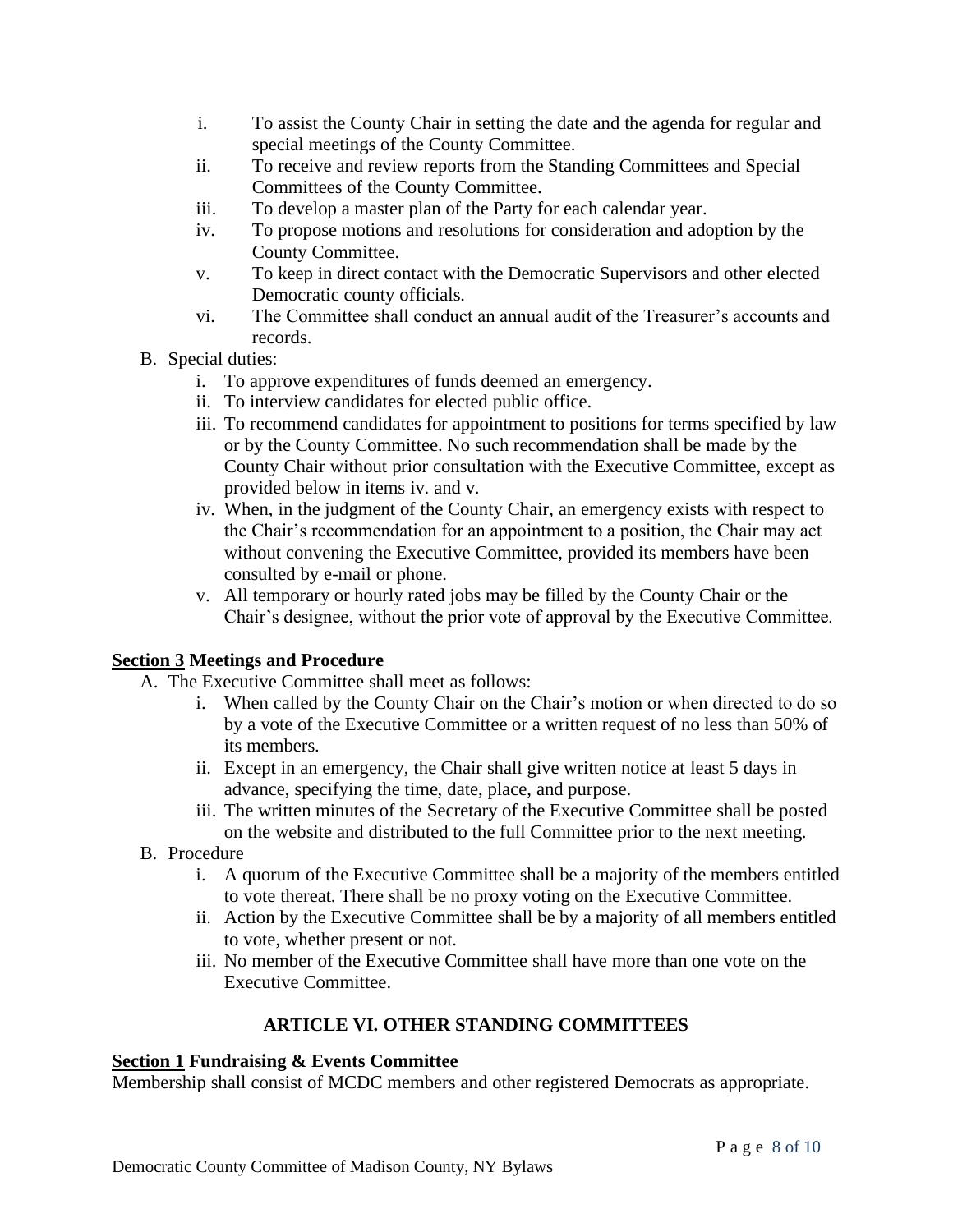i. To assist the County Chair in setting the date and the agenda for regular and special meetings of the County Committee.
ii. To receive and review reports from the Standing Committees and Special Committees of the County Committee.
iii. To develop a master plan of the Party for each calendar year.
iv. To propose motions and resolutions for consideration and adoption by the County Committee.
v. To keep in direct contact with the Democratic Supervisors and other elected Democratic county officials.
vi. The Committee shall conduct an annual audit of the Treasurer's accounts and records.

B. Special duties:
   i. To approve expenditures of funds deemed an emergency.
   ii. To interview candidates for elected public office.
   iii. To recommend candidates for appointment to positions for terms specified by law or by the County Committee. No such recommendation shall be made by the County Chair without prior consultation with the Executive Committee, except as provided below in items iv. and v.
   iv. When, in the judgment of the County Chair, an emergency exists with respect to the Chair's recommendation for an appointment to a position, the Chair may act without convening the Executive Committee, provided its members have been consulted by e-mail or phone.
   v. All temporary or hourly rated jobs may be filled by the County Chair or the Chair's designee, without the prior vote of approval by the Executive Committee.

**<u>Section 3</u> Meetings and Procedure**

A. The Executive Committee shall meet as follows:
   i. When called by the County Chair on the Chair's motion or when directed to do so by a vote of the Executive Committee or a written request of no less than 50% of its members.
   ii. Except in an emergency, the Chair shall give written notice at least 5 days in advance, specifying the time, date, place, and purpose.
   iii. The written minutes of the Secretary of the Executive Committee shall be posted on the website and distributed to the full Committee prior to the next meeting.

B. Procedure
   i. A quorum of the Executive Committee shall be a majority of the members entitled to vote thereat. There shall be no proxy voting on the Executive Committee.
   ii. Action by the Executive Committee shall be by a majority of all members entitled to vote, whether present or not.
   iii. No member of the Executive Committee shall have more than one vote on the Executive Committee.

## ARTICLE VI. OTHER STANDING COMMITTEES

**<u>Section 1</u> Fundraising & Events Committee**

Membership shall consist of MCDC members and other registered Democrats as appropriate.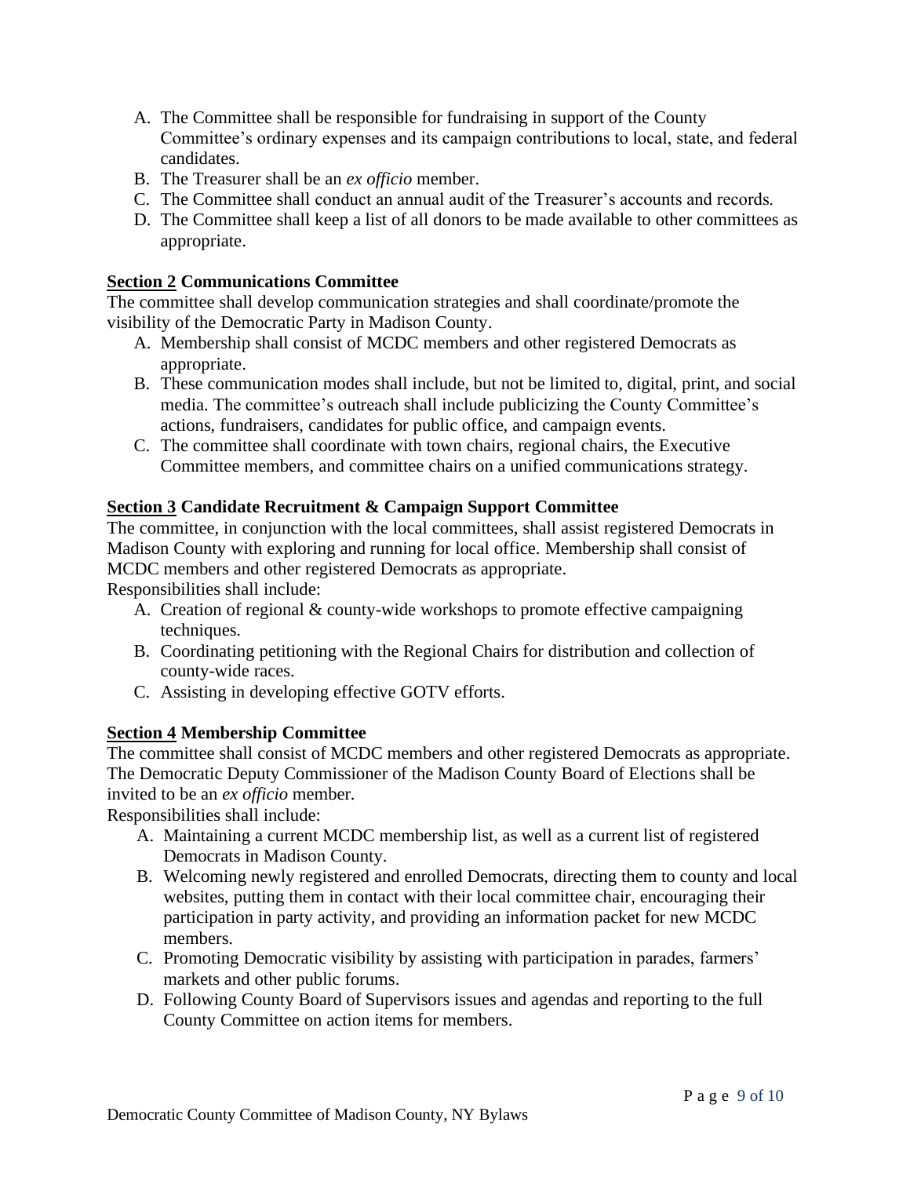A. The Committee shall be responsible for fundraising in support of the County Committee's ordinary expenses and its campaign contributions to local, state, and federal candidates.
B. The Treasurer shall be an *ex officio* member.
C. The Committee shall conduct an annual audit of the Treasurer's accounts and records.
D. The Committee shall keep a list of all donors to be made available to other committees as appropriate.

**Section 2 Communications Committee**

The committee shall develop communication strategies and shall coordinate/promote the visibility of the Democratic Party in Madison County.

A. Membership shall consist of MCDC members and other registered Democrats as appropriate.
B. These communication modes shall include, but not be limited to, digital, print, and social media. The committee's outreach shall include publicizing the County Committee's actions, fundraisers, candidates for public office, and campaign events.
C. The committee shall coordinate with town chairs, regional chairs, the Executive Committee members, and committee chairs on a unified communications strategy.

**Section 3 Candidate Recruitment & Campaign Support Committee**

The committee, in conjunction with the local committees, shall assist registered Democrats in Madison County with exploring and running for local office. Membership shall consist of MCDC members and other registered Democrats as appropriate.

Responsibilities shall include:

A. Creation of regional & county-wide workshops to promote effective campaigning techniques.
B. Coordinating petitioning with the Regional Chairs for distribution and collection of county-wide races.
C. Assisting in developing effective GOTV efforts.

**Section 4 Membership Committee**

The committee shall consist of MCDC members and other registered Democrats as appropriate. The Democratic Deputy Commissioner of the Madison County Board of Elections shall be invited to be an *ex officio* member.

Responsibilities shall include:

A. Maintaining a current MCDC membership list, as well as a current list of registered Democrats in Madison County.
B. Welcoming newly registered and enrolled Democrats, directing them to county and local websites, putting them in contact with their local committee chair, encouraging their participation in party activity, and providing an information packet for new MCDC members.
C. Promoting Democratic visibility by assisting with participation in parades, farmers' markets and other public forums.
D. Following County Board of Supervisors issues and agendas and reporting to the full County Committee on action items for members.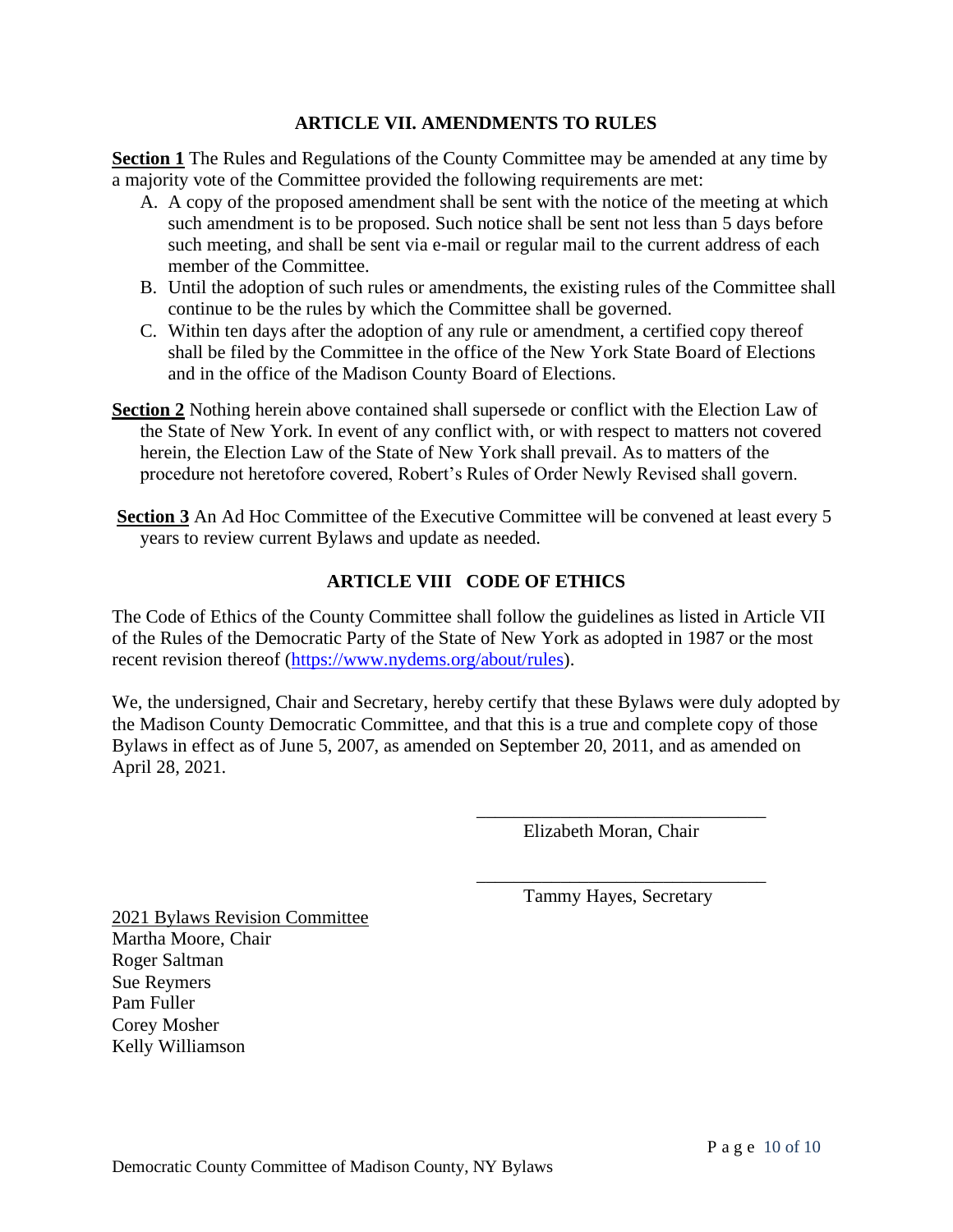## ARTICLE VII. AMENDMENTS TO RULES

**Section 1** The Rules and Regulations of the County Committee may be amended at any time by a majority vote of the Committee provided the following requirements are met:

A. A copy of the proposed amendment shall be sent with the notice of the meeting at which such amendment is to be proposed. Such notice shall be sent not less than 5 days before such meeting, and shall be sent via e-mail or regular mail to the current address of each member of the Committee.
B. Until the adoption of such rules or amendments, the existing rules of the Committee shall continue to be the rules by which the Committee shall be governed.
C. Within ten days after the adoption of any rule or amendment, a certified copy thereof shall be filed by the Committee in the office of the New York State Board of Elections and in the office of the Madison County Board of Elections.

**Section 2** Nothing herein above contained shall supersede or conflict with the Election Law of the State of New York. In event of any conflict with, or with respect to matters not covered herein, the Election Law of the State of New York shall prevail. As to matters of the procedure not heretofore covered, Robert's Rules of Order Newly Revised shall govern.

**Section 3** An Ad Hoc Committee of the Executive Committee will be convened at least every 5 years to review current Bylaws and update as needed.

## ARTICLE VIII CODE OF ETHICS

The Code of Ethics of the County Committee shall follow the guidelines as listed in Article VII of the Rules of the Democratic Party of the State of New York as adopted in 1987 or the most recent revision thereof (https://www.nydems.org/about/rules).

We, the undersigned, Chair and Secretary, hereby certify that these Bylaws were duly adopted by the Madison County Democratic Committee, and that this is a true and complete copy of those Bylaws in effect as of June 5, 2007, as amended on September 20, 2011, and as amended on April 28, 2021.

\_\_\_\_\_\_\_\_\_\_\_\_\_\_\_\_\_\_\_\_\_\_\_\_\_\_\_\_\_\_
Elizabeth Moran, Chair

\_\_\_\_\_\_\_\_\_\_\_\_\_\_\_\_\_\_\_\_\_\_\_\_\_\_\_\_\_\_
Tammy Hayes, Secretary

2021 Bylaws Revision Committee
Martha Moore, Chair
Roger Saltman
Sue Reymers
Pam Fuller
Corey Mosher
Kelly Williamson